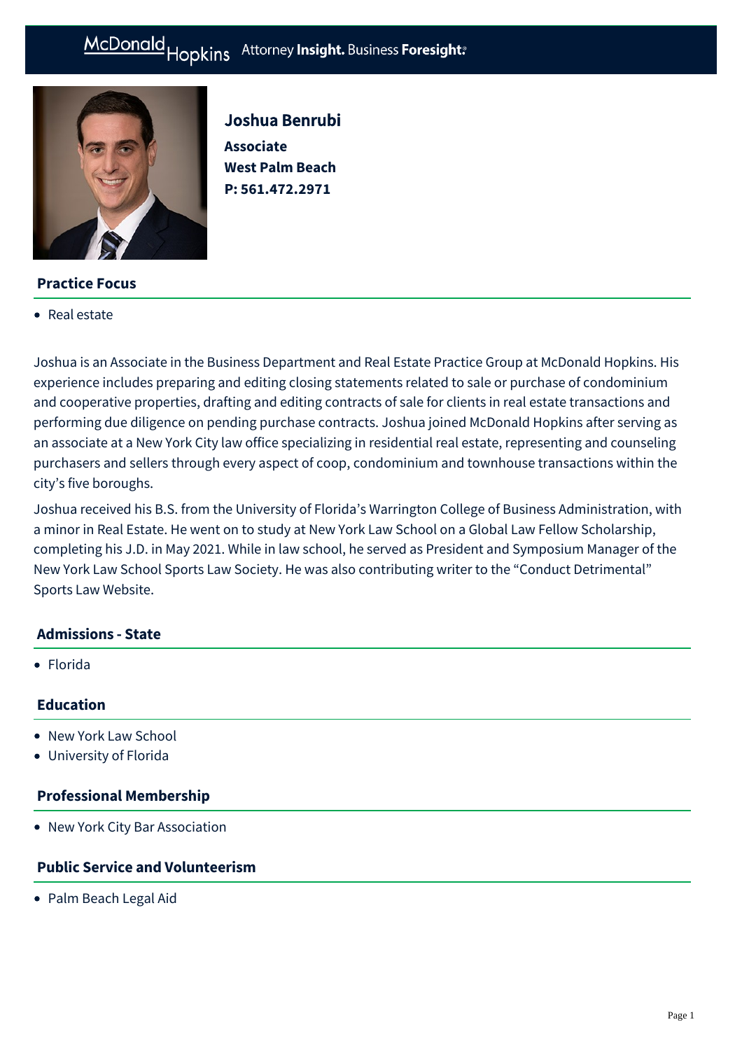# Joshua Benrubi

**Associate**
**West Palm Beach**
**P: 561.472.2971**

## Practice Focus

- Real estate

Joshua is an Associate in the Business Department and Real Estate Practice Group at McDonald Hopkins. His experience includes preparing and editing closing statements related to sale or purchase of condominium and cooperative properties, drafting and editing contracts of sale for clients in real estate transactions and performing due diligence on pending purchase contracts. Joshua joined McDonald Hopkins after serving as an associate at a New York City law office specializing in residential real estate, representing and counseling purchasers and sellers through every aspect of coop, condominium and townhouse transactions within the city's five boroughs.

Joshua received his B.S. from the University of Florida's Warrington College of Business Administration, with a minor in Real Estate. He went on to study at New York Law School on a Global Law Fellow Scholarship, completing his J.D. in May 2021. While in law school, he served as President and Symposium Manager of the New York Law School Sports Law Society. He was also contributing writer to the "Conduct Detrimental" Sports Law Website.

## Admissions - State

- Florida

## Education

- New York Law School
- University of Florida

## Professional Membership

- New York City Bar Association

## Public Service and Volunteerism

- Palm Beach Legal Aid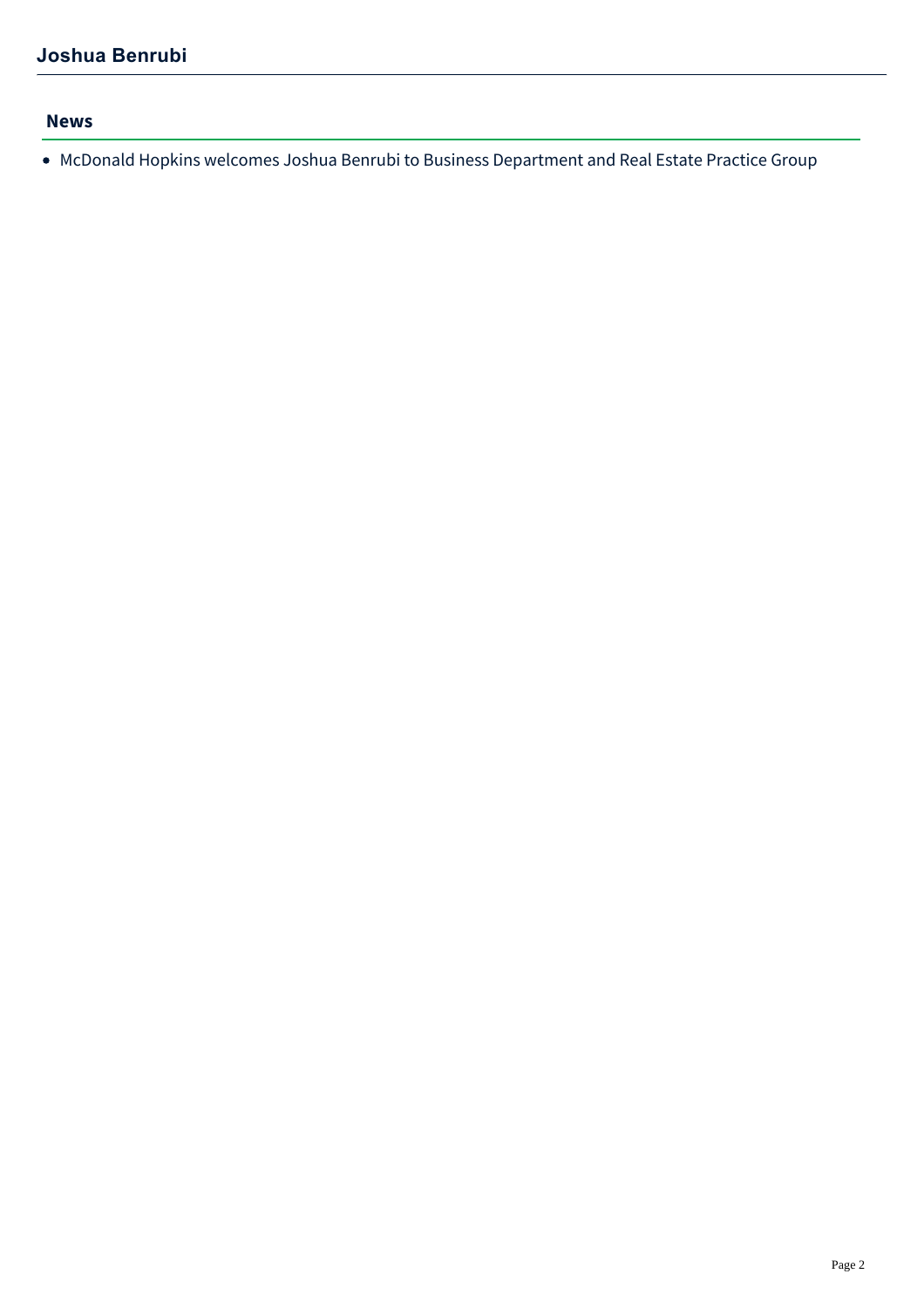## News

- McDonald Hopkins welcomes Joshua Benrubi to Business Department and Real Estate Practice Group